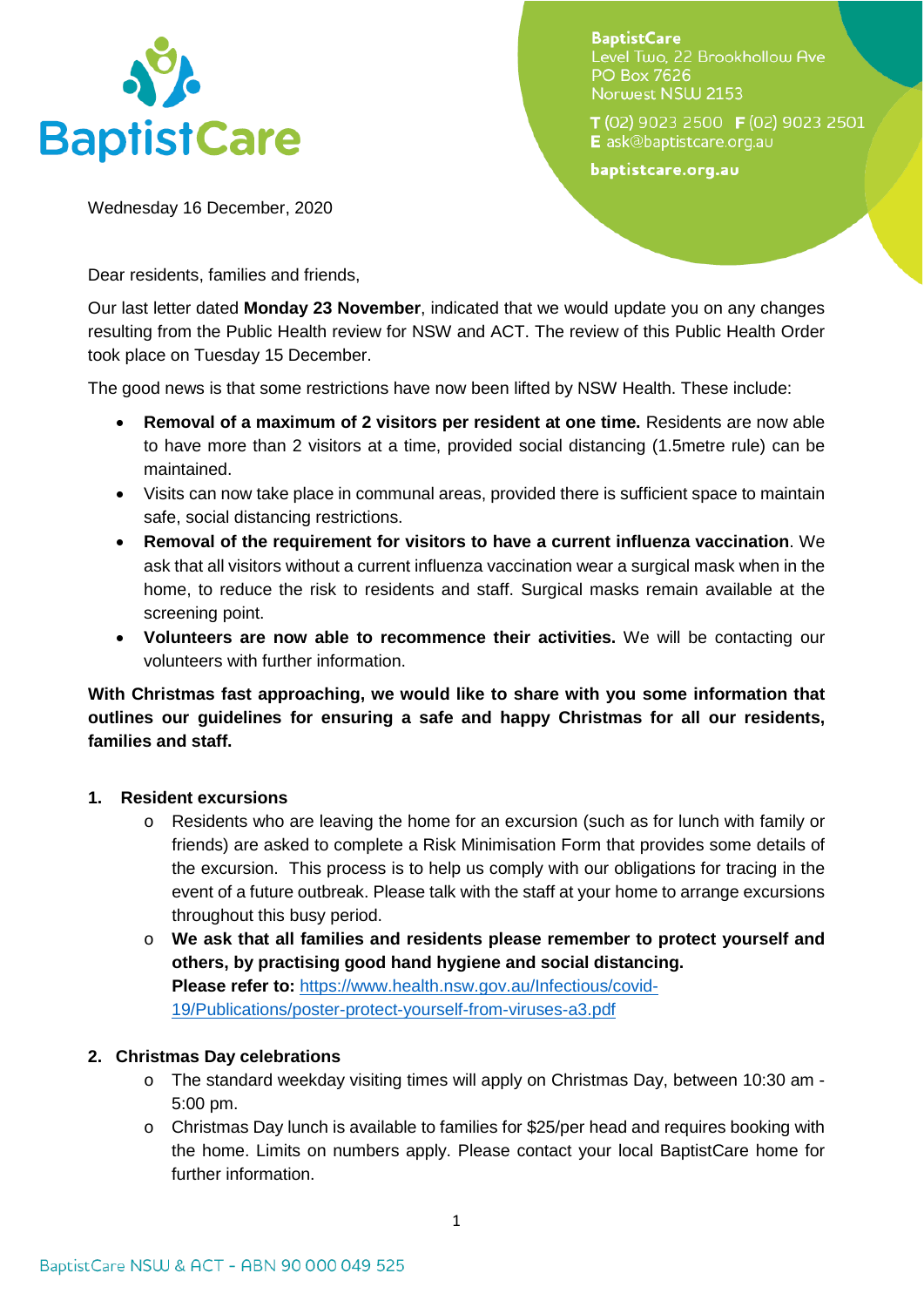BaptistCare

BaptistCare
Level Two, 22 Brookhollow Ave
PO Box 7626
Norwest NSW 2153

**T** (02) 9023 2500 **F** (02) 9023 2501
**E** ask@baptistcare.org.au

**baptistcare.org.au**

Wednesday 16 December, 2020

Dear residents, families and friends,

Our last letter dated **Monday 23 November**, indicated that we would update you on any changes resulting from the Public Health review for NSW and ACT. The review of this Public Health Order took place on Tuesday 15 December.

The good news is that some restrictions have now been lifted by NSW Health. These include:

- **Removal of a maximum of 2 visitors per resident at one time.** Residents are now able to have more than 2 visitors at a time, provided social distancing (1.5metre rule) can be maintained.
- Visits can now take place in communal areas, provided there is sufficient space to maintain safe, social distancing restrictions.
- **Removal of the requirement for visitors to have a current influenza vaccination**. We ask that all visitors without a current influenza vaccination wear a surgical mask when in the home, to reduce the risk to residents and staff. Surgical masks remain available at the screening point.
- **Volunteers are now able to recommence their activities.** We will be contacting our volunteers with further information.

**With Christmas fast approaching, we would like to share with you some information that outlines our guidelines for ensuring a safe and happy Christmas for all our residents, families and staff.**

**1. Resident excursions**

- Residents who are leaving the home for an excursion (such as for lunch with family or friends) are asked to complete a Risk Minimisation Form that provides some details of the excursion. This process is to help us comply with our obligations for tracing in the event of a future outbreak. Please talk with the staff at your home to arrange excursions throughout this busy period.
- **We ask that all families and residents please remember to protect yourself and others, by practising good hand hygiene and social distancing.**
  **Please refer to:** [https://www.health.nsw.gov.au/Infectious/covid-19/Publications/poster-protect-yourself-from-viruses-a3.pdf](https://www.health.nsw.gov.au/Infectious/covid-19/Publications/poster-protect-yourself-from-viruses-a3.pdf)

**2. Christmas Day celebrations**

- The standard weekday visiting times will apply on Christmas Day, between 10:30 am - 5:00 pm.
- Christmas Day lunch is available to families for $25/per head and requires booking with the home. Limits on numbers apply. Please contact your local BaptistCare home for further information.

BaptistCare NSW & ACT - ABN 90 000 049 525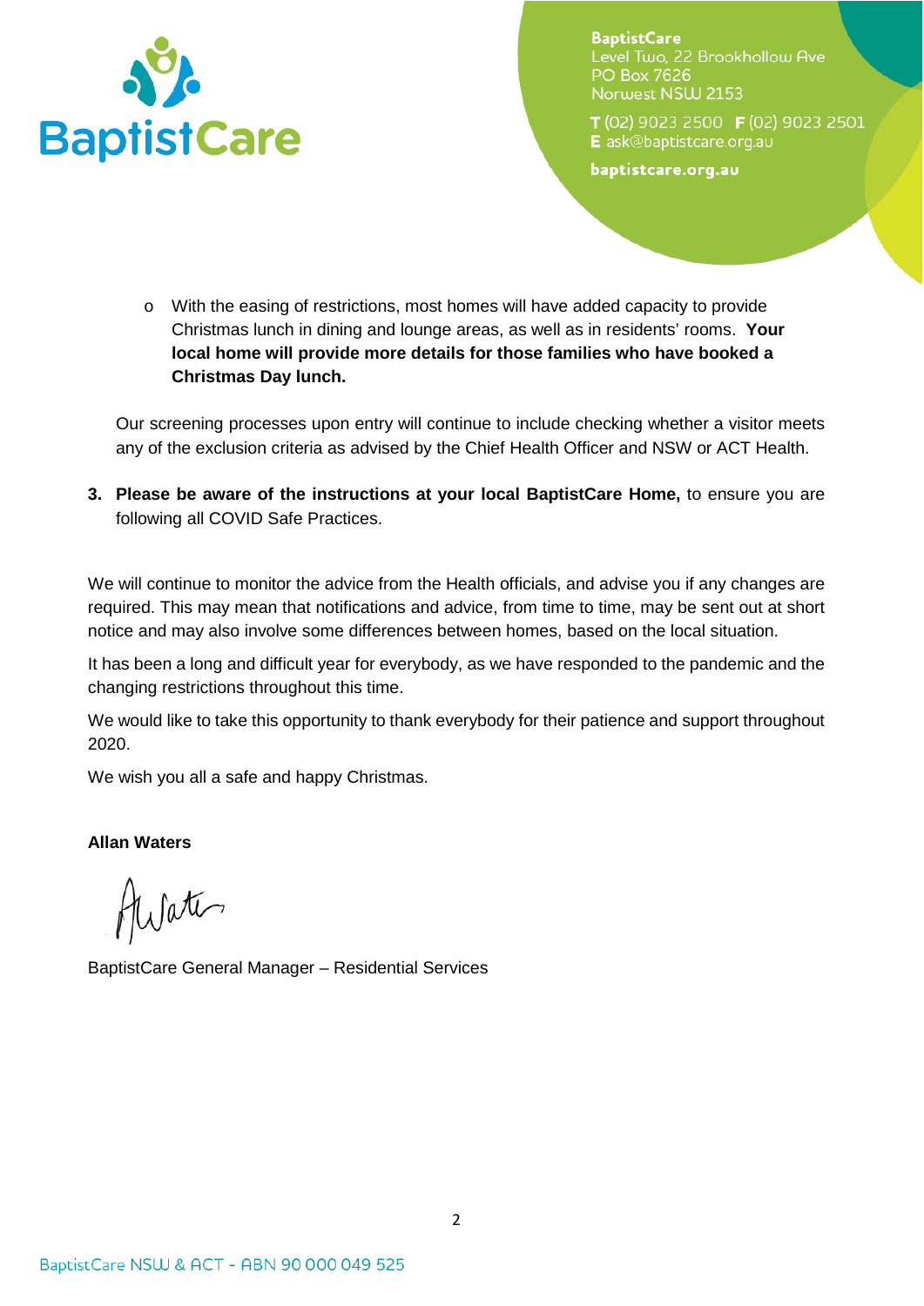BaptistCare
Level Two, 22 Brookhollow Ave
PO Box 7626
Norwest NSW 2153

T (02) 9023 2500 F (02) 9023 2501
E ask@baptistcare.org.au

baptistcare.org.au

- With the easing of restrictions, most homes will have added capacity to provide Christmas lunch in dining and lounge areas, as well as in residents' rooms. **Your local home will provide more details for those families who have booked a Christmas Day lunch.**

Our screening processes upon entry will continue to include checking whether a visitor meets any of the exclusion criteria as advised by the Chief Health Officer and NSW or ACT Health.

3. **Please be aware of the instructions at your local BaptistCare Home,** to ensure you are following all COVID Safe Practices.

We will continue to monitor the advice from the Health officials, and advise you if any changes are required. This may mean that notifications and advice, from time to time, may be sent out at short notice and may also involve some differences between homes, based on the local situation.

It has been a long and difficult year for everybody, as we have responded to the pandemic and the changing restrictions throughout this time.

We would like to take this opportunity to thank everybody for their patience and support throughout 2020.

We wish you all a safe and happy Christmas.

**Allan Waters**

BaptistCare General Manager – Residential Services

BaptistCare NSW & ACT - ABN 90 000 049 525